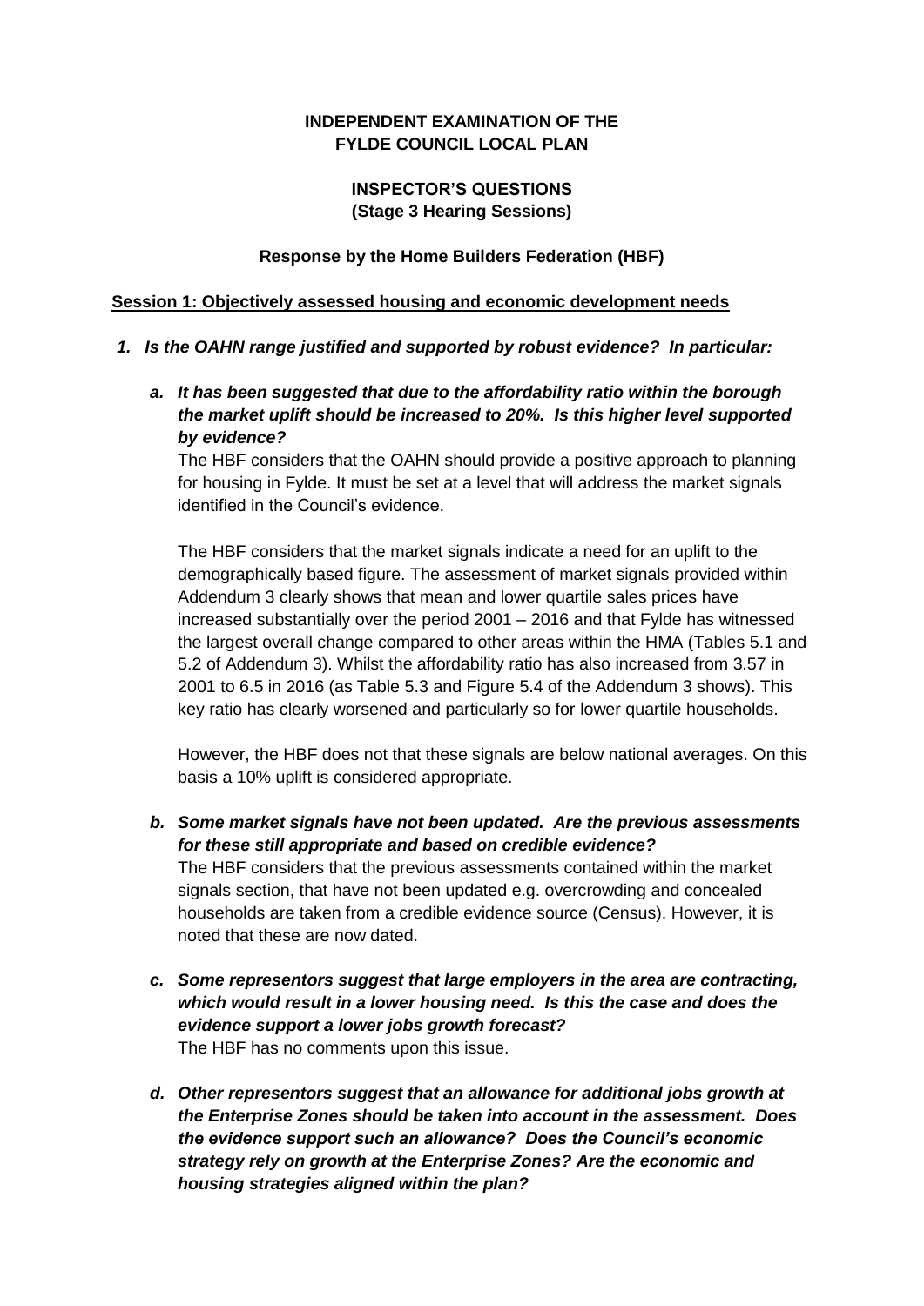**INDEPENDENT EXAMINATION OF THE FYLDE COUNCIL LOCAL PLAN**

**INSPECTOR'S QUESTIONS (Stage 3 Hearing Sessions)**

**Response by the Home Builders Federation (HBF)**

**Session 1: Objectively assessed housing and economic development needs**

1. ***Is the OAHN range justified and supported by robust evidence? In particular:***

   a. ***It has been suggested that due to the affordability ratio within the borough the market uplift should be increased to 20%. Is this higher level supported by evidence?***

      The HBF considers that the OAHN should provide a positive approach to planning for housing in Fylde. It must be set at a level that will address the market signals identified in the Council's evidence.

      The HBF considers that the market signals indicate a need for an uplift to the demographically based figure. The assessment of market signals provided within Addendum 3 clearly shows that mean and lower quartile sales prices have increased substantially over the period 2001 – 2016 and that Fylde has witnessed the largest overall change compared to other areas within the HMA (Tables 5.1 and 5.2 of Addendum 3). Whilst the affordability ratio has also increased from 3.57 in 2001 to 6.5 in 2016 (as Table 5.3 and Figure 5.4 of the Addendum 3 shows). This key ratio has clearly worsened and particularly so for lower quartile households.

      However, the HBF does not that these signals are below national averages. On this basis a 10% uplift is considered appropriate.

   b. ***Some market signals have not been updated. Are the previous assessments for these still appropriate and based on credible evidence?***

      The HBF considers that the previous assessments contained within the market signals section, that have not been updated e.g. overcrowding and concealed households are taken from a credible evidence source (Census). However, it is noted that these are now dated.

   c. ***Some representors suggest that large employers in the area are contracting, which would result in a lower housing need. Is this the case and does the evidence support a lower jobs growth forecast?***

      The HBF has no comments upon this issue.

   d. ***Other representors suggest that an allowance for additional jobs growth at the Enterprise Zones should be taken into account in the assessment. Does the evidence support such an allowance? Does the Council's economic strategy rely on growth at the Enterprise Zones? Are the economic and housing strategies aligned within the plan?***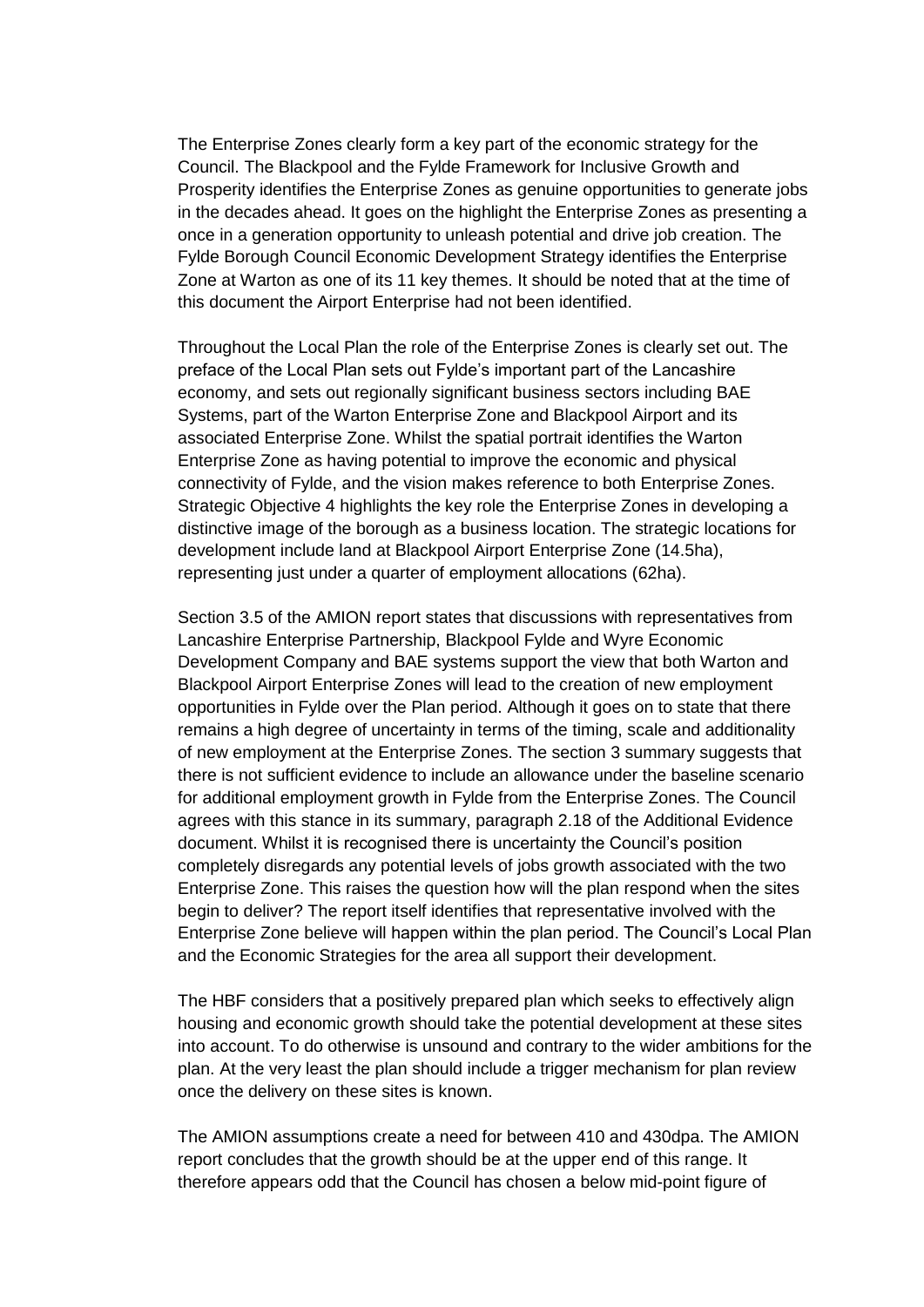The Enterprise Zones clearly form a key part of the economic strategy for the Council. The Blackpool and the Fylde Framework for Inclusive Growth and Prosperity identifies the Enterprise Zones as genuine opportunities to generate jobs in the decades ahead. It goes on the highlight the Enterprise Zones as presenting a once in a generation opportunity to unleash potential and drive job creation. The Fylde Borough Council Economic Development Strategy identifies the Enterprise Zone at Warton as one of its 11 key themes. It should be noted that at the time of this document the Airport Enterprise had not been identified.

Throughout the Local Plan the role of the Enterprise Zones is clearly set out. The preface of the Local Plan sets out Fylde's important part of the Lancashire economy, and sets out regionally significant business sectors including BAE Systems, part of the Warton Enterprise Zone and Blackpool Airport and its associated Enterprise Zone. Whilst the spatial portrait identifies the Warton Enterprise Zone as having potential to improve the economic and physical connectivity of Fylde, and the vision makes reference to both Enterprise Zones. Strategic Objective 4 highlights the key role the Enterprise Zones in developing a distinctive image of the borough as a business location. The strategic locations for development include land at Blackpool Airport Enterprise Zone (14.5ha), representing just under a quarter of employment allocations (62ha).

Section 3.5 of the AMION report states that discussions with representatives from Lancashire Enterprise Partnership, Blackpool Fylde and Wyre Economic Development Company and BAE systems support the view that both Warton and Blackpool Airport Enterprise Zones will lead to the creation of new employment opportunities in Fylde over the Plan period. Although it goes on to state that there remains a high degree of uncertainty in terms of the timing, scale and additionality of new employment at the Enterprise Zones. The section 3 summary suggests that there is not sufficient evidence to include an allowance under the baseline scenario for additional employment growth in Fylde from the Enterprise Zones. The Council agrees with this stance in its summary, paragraph 2.18 of the Additional Evidence document. Whilst it is recognised there is uncertainty the Council's position completely disregards any potential levels of jobs growth associated with the two Enterprise Zone. This raises the question how will the plan respond when the sites begin to deliver? The report itself identifies that representative involved with the Enterprise Zone believe will happen within the plan period. The Council's Local Plan and the Economic Strategies for the area all support their development.

The HBF considers that a positively prepared plan which seeks to effectively align housing and economic growth should take the potential development at these sites into account. To do otherwise is unsound and contrary to the wider ambitions for the plan. At the very least the plan should include a trigger mechanism for plan review once the delivery on these sites is known.

The AMION assumptions create a need for between 410 and 430dpa. The AMION report concludes that the growth should be at the upper end of this range. It therefore appears odd that the Council has chosen a below mid-point figure of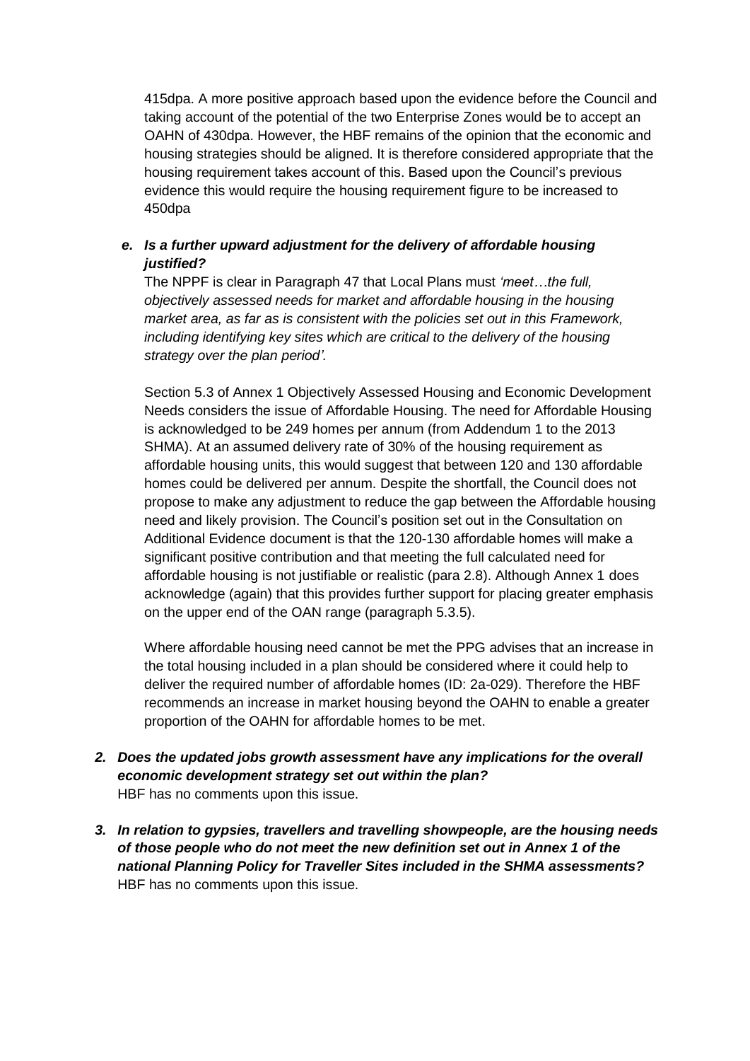415dpa. A more positive approach based upon the evidence before the Council and taking account of the potential of the two Enterprise Zones would be to accept an OAHN of 430dpa. However, the HBF remains of the opinion that the economic and housing strategies should be aligned. It is therefore considered appropriate that the housing requirement takes account of this. Based upon the Council's previous evidence this would require the housing requirement figure to be increased to 450dpa

*e. Is a further upward adjustment for the delivery of affordable housing justified?*

The NPPF is clear in Paragraph 47 that Local Plans must *'meet…the full, objectively assessed needs for market and affordable housing in the housing market area, as far as is consistent with the policies set out in this Framework, including identifying key sites which are critical to the delivery of the housing strategy over the plan period'.*

Section 5.3 of Annex 1 Objectively Assessed Housing and Economic Development Needs considers the issue of Affordable Housing. The need for Affordable Housing is acknowledged to be 249 homes per annum (from Addendum 1 to the 2013 SHMA). At an assumed delivery rate of 30% of the housing requirement as affordable housing units, this would suggest that between 120 and 130 affordable homes could be delivered per annum. Despite the shortfall, the Council does not propose to make any adjustment to reduce the gap between the Affordable housing need and likely provision. The Council's position set out in the Consultation on Additional Evidence document is that the 120-130 affordable homes will make a significant positive contribution and that meeting the full calculated need for affordable housing is not justifiable or realistic (para 2.8). Although Annex 1 does acknowledge (again) that this provides further support for placing greater emphasis on the upper end of the OAN range (paragraph 5.3.5).

Where affordable housing need cannot be met the PPG advises that an increase in the total housing included in a plan should be considered where it could help to deliver the required number of affordable homes (ID: 2a-029). Therefore the HBF recommends an increase in market housing beyond the OAHN to enable a greater proportion of the OAHN for affordable homes to be met.

2. ***Does the updated jobs growth assessment have any implications for the overall economic development strategy set out within the plan?***
   HBF has no comments upon this issue.

3. ***In relation to gypsies, travellers and travelling showpeople, are the housing needs of those people who do not meet the new definition set out in Annex 1 of the national Planning Policy for Traveller Sites included in the SHMA assessments?***
   HBF has no comments upon this issue.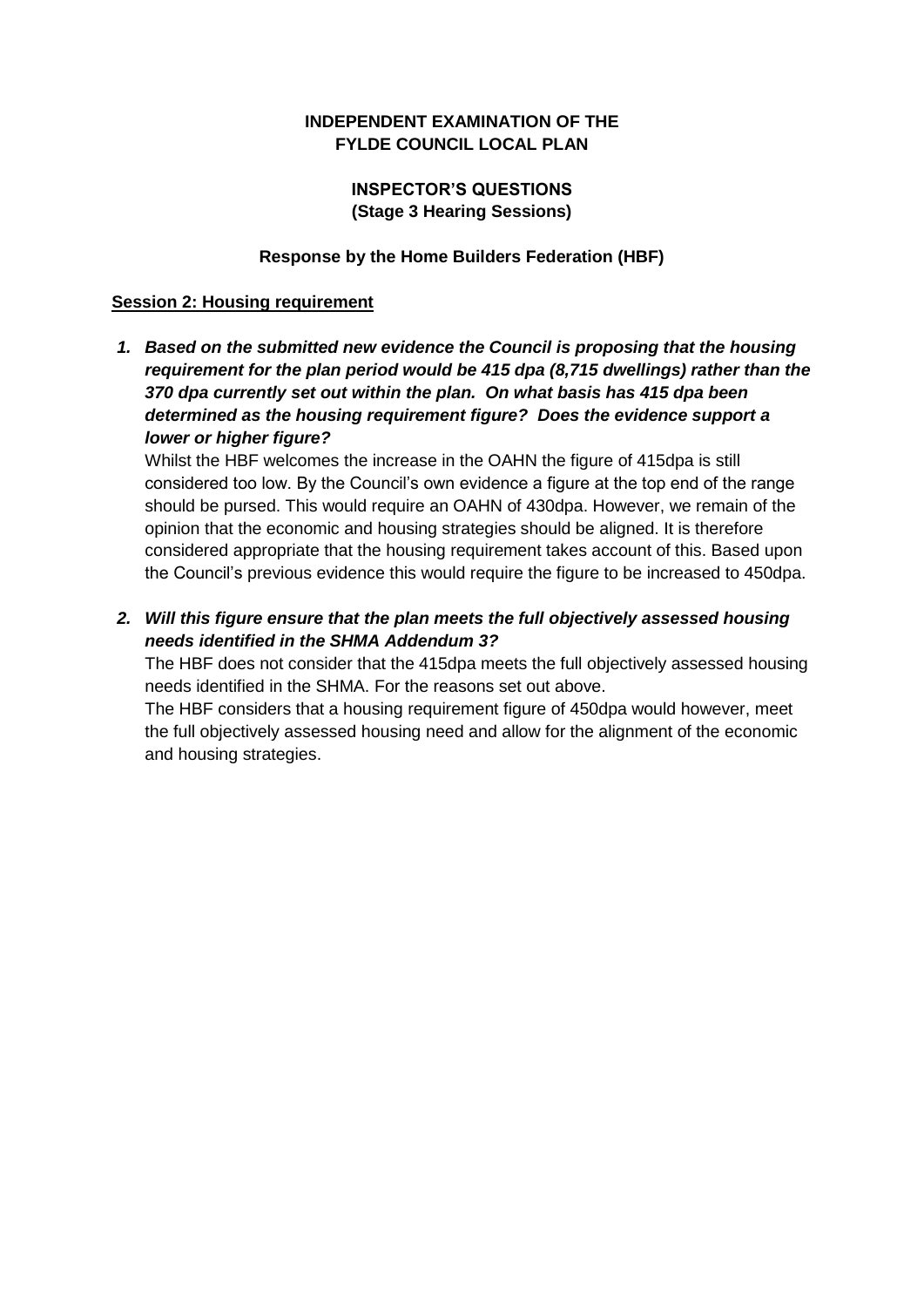**INDEPENDENT EXAMINATION OF THE FYLDE COUNCIL LOCAL PLAN**

**INSPECTOR'S QUESTIONS (Stage 3 Hearing Sessions)**

**Response by the Home Builders Federation (HBF)**

**Session 2: Housing requirement**

1. ***Based on the submitted new evidence the Council is proposing that the housing requirement for the plan period would be 415 dpa (8,715 dwellings) rather than the 370 dpa currently set out within the plan. On what basis has 415 dpa been determined as the housing requirement figure? Does the evidence support a lower or higher figure?***

   Whilst the HBF welcomes the increase in the OAHN the figure of 415dpa is still considered too low. By the Council's own evidence a figure at the top end of the range should be pursed. This would require an OAHN of 430dpa. However, we remain of the opinion that the economic and housing strategies should be aligned. It is therefore considered appropriate that the housing requirement takes account of this. Based upon the Council's previous evidence this would require the figure to be increased to 450dpa.

2. ***Will this figure ensure that the plan meets the full objectively assessed housing needs identified in the SHMA Addendum 3?***

   The HBF does not consider that the 415dpa meets the full objectively assessed housing needs identified in the SHMA. For the reasons set out above.

   The HBF considers that a housing requirement figure of 450dpa would however, meet the full objectively assessed housing need and allow for the alignment of the economic and housing strategies.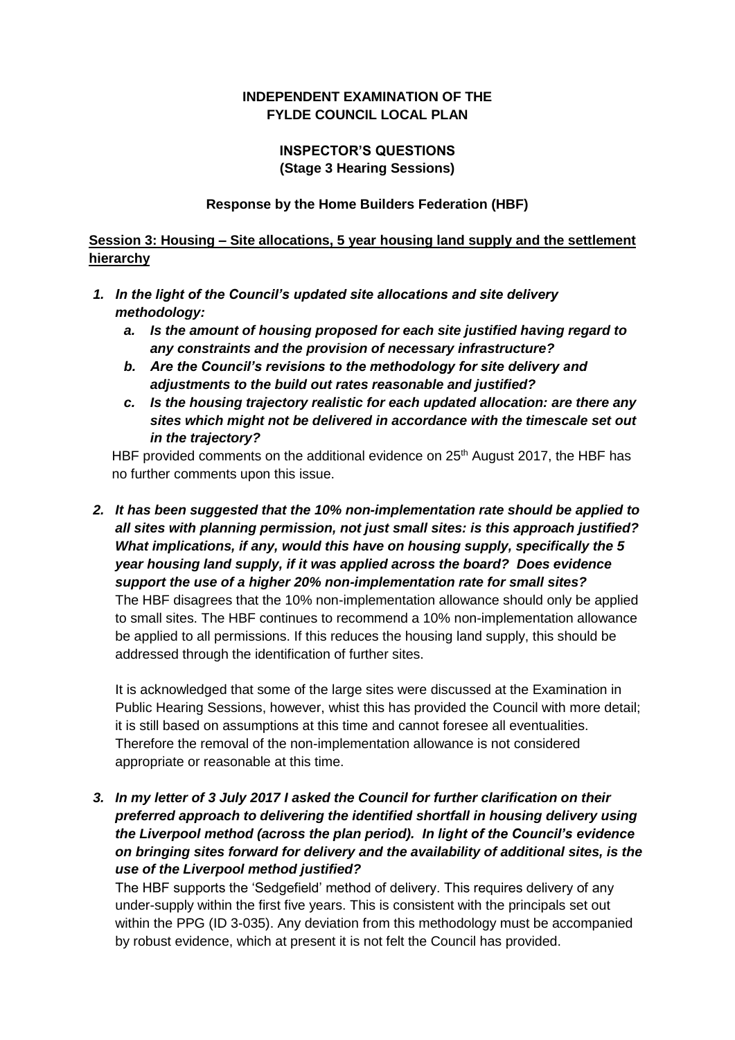**INDEPENDENT EXAMINATION OF THE FYLDE COUNCIL LOCAL PLAN**

**INSPECTOR'S QUESTIONS (Stage 3 Hearing Sessions)**

**Response by the Home Builders Federation (HBF)**

**Session 3: Housing – Site allocations, 5 year housing land supply and the settlement hierarchy**

1. ***In the light of the Council's updated site allocations and site delivery methodology:***
   a. ***Is the amount of housing proposed for each site justified having regard to any constraints and the provision of necessary infrastructure?***
   b. ***Are the Council's revisions to the methodology for site delivery and adjustments to the build out rates reasonable and justified?***
   c. ***Is the housing trajectory realistic for each updated allocation: are there any sites which might not be delivered in accordance with the timescale set out in the trajectory?***

   HBF provided comments on the additional evidence on 25th August 2017, the HBF has no further comments upon this issue.

2. ***It has been suggested that the 10% non-implementation rate should be applied to all sites with planning permission, not just small sites: is this approach justified? What implications, if any, would this have on housing supply, specifically the 5 year housing land supply, if it was applied across the board? Does evidence support the use of a higher 20% non-implementation rate for small sites?***
   The HBF disagrees that the 10% non-implementation allowance should only be applied to small sites. The HBF continues to recommend a 10% non-implementation allowance be applied to all permissions. If this reduces the housing land supply, this should be addressed through the identification of further sites.

   It is acknowledged that some of the large sites were discussed at the Examination in Public Hearing Sessions, however, whist this has provided the Council with more detail; it is still based on assumptions at this time and cannot foresee all eventualities. Therefore the removal of the non-implementation allowance is not considered appropriate or reasonable at this time.

3. ***In my letter of 3 July 2017 I asked the Council for further clarification on their preferred approach to delivering the identified shortfall in housing delivery using the Liverpool method (across the plan period). In light of the Council's evidence on bringing sites forward for delivery and the availability of additional sites, is the use of the Liverpool method justified?***
   The HBF supports the 'Sedgefield' method of delivery. This requires delivery of any under-supply within the first five years. This is consistent with the principals set out within the PPG (ID 3-035). Any deviation from this methodology must be accompanied by robust evidence, which at present it is not felt the Council has provided.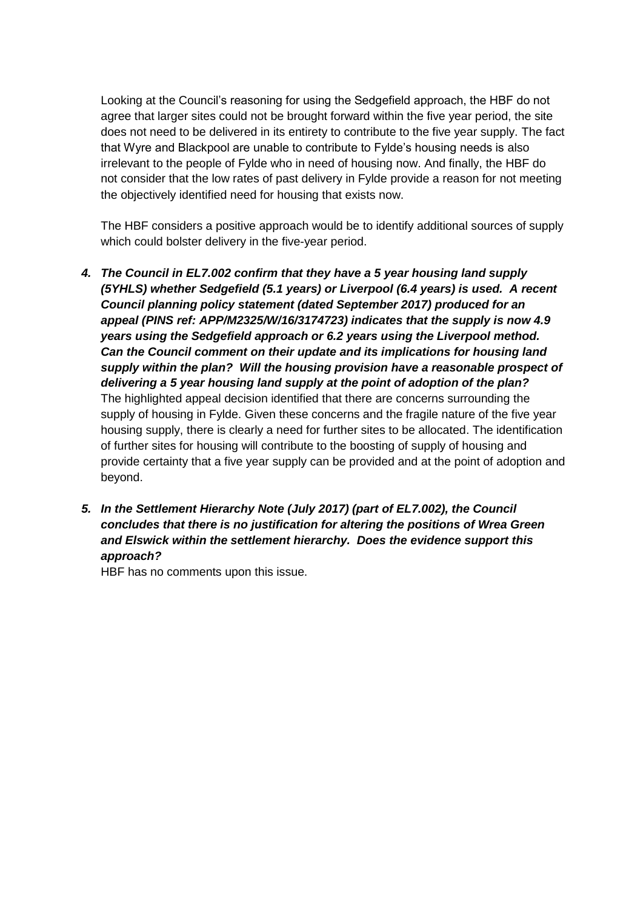Looking at the Council's reasoning for using the Sedgefield approach, the HBF do not agree that larger sites could not be brought forward within the five year period, the site does not need to be delivered in its entirety to contribute to the five year supply. The fact that Wyre and Blackpool are unable to contribute to Fylde's housing needs is also irrelevant to the people of Fylde who in need of housing now. And finally, the HBF do not consider that the low rates of past delivery in Fylde provide a reason for not meeting the objectively identified need for housing that exists now.

The HBF considers a positive approach would be to identify additional sources of supply which could bolster delivery in the five-year period.

4. ***The Council in EL7.002 confirm that they have a 5 year housing land supply (5YHLS) whether Sedgefield (5.1 years) or Liverpool (6.4 years) is used. A recent Council planning policy statement (dated September 2017) produced for an appeal (PINS ref: APP/M2325/W/16/3174723) indicates that the supply is now 4.9 years using the Sedgefield approach or 6.2 years using the Liverpool method. Can the Council comment on their update and its implications for housing land supply within the plan? Will the housing provision have a reasonable prospect of delivering a 5 year housing land supply at the point of adoption of the plan?***
   The highlighted appeal decision identified that there are concerns surrounding the supply of housing in Fylde. Given these concerns and the fragile nature of the five year housing supply, there is clearly a need for further sites to be allocated. The identification of further sites for housing will contribute to the boosting of supply of housing and provide certainty that a five year supply can be provided and at the point of adoption and beyond.

5. ***In the Settlement Hierarchy Note (July 2017) (part of EL7.002), the Council concludes that there is no justification for altering the positions of Wrea Green and Elswick within the settlement hierarchy. Does the evidence support this approach?***
   HBF has no comments upon this issue.